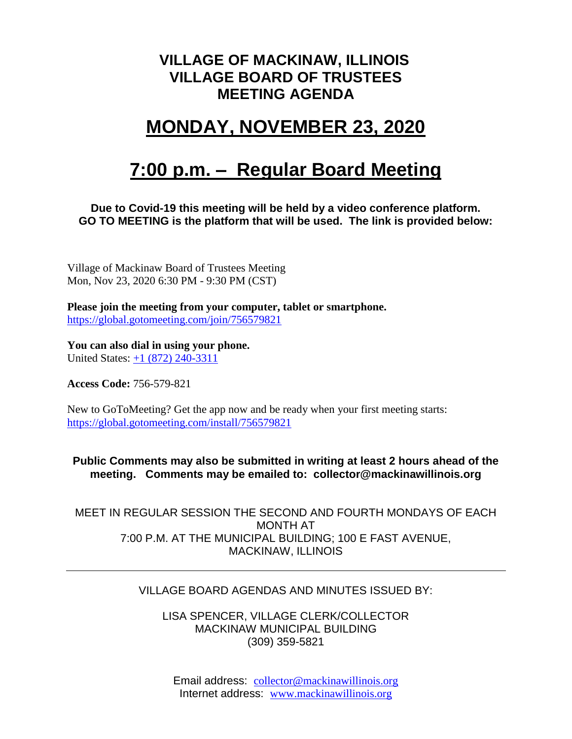# VILLAGE OF MACKINAW, ILLINOIS
# VILLAGE BOARD OF TRUSTEES
# MEETING AGENDA

## MONDAY, NOVEMBER 23, 2020

## 7:00 p.m. – Regular Board Meeting

**Due to Covid-19 this meeting will be held by a video conference platform. GO TO MEETING is the platform that will be used. The link is provided below:**

Village of Mackinaw Board of Trustees Meeting
Mon, Nov 23, 2020 6:30 PM - 9:30 PM (CST)

**Please join the meeting from your computer, tablet or smartphone.**
https://global.gotomeeting.com/join/756579821

**You can also dial in using your phone.**
United States: +1 (872) 240-3311

**Access Code:** 756-579-821

New to GoToMeeting? Get the app now and be ready when your first meeting starts:
https://global.gotomeeting.com/install/756579821

**Public Comments may also be submitted in writing at least 2 hours ahead of the meeting. Comments may be emailed to: collector@mackinawillinois.org**

MEET IN REGULAR SESSION THE SECOND AND FOURTH MONDAYS OF EACH MONTH AT
7:00 P.M. AT THE MUNICIPAL BUILDING; 100 E FAST AVENUE, MACKINAW, ILLINOIS

---

VILLAGE BOARD AGENDAS AND MINUTES ISSUED BY:

LISA SPENCER, VILLAGE CLERK/COLLECTOR
MACKINAW MUNICIPAL BUILDING
(309) 359-5821

Email address: collector@mackinawillinois.org
Internet address: www.mackinawillinois.org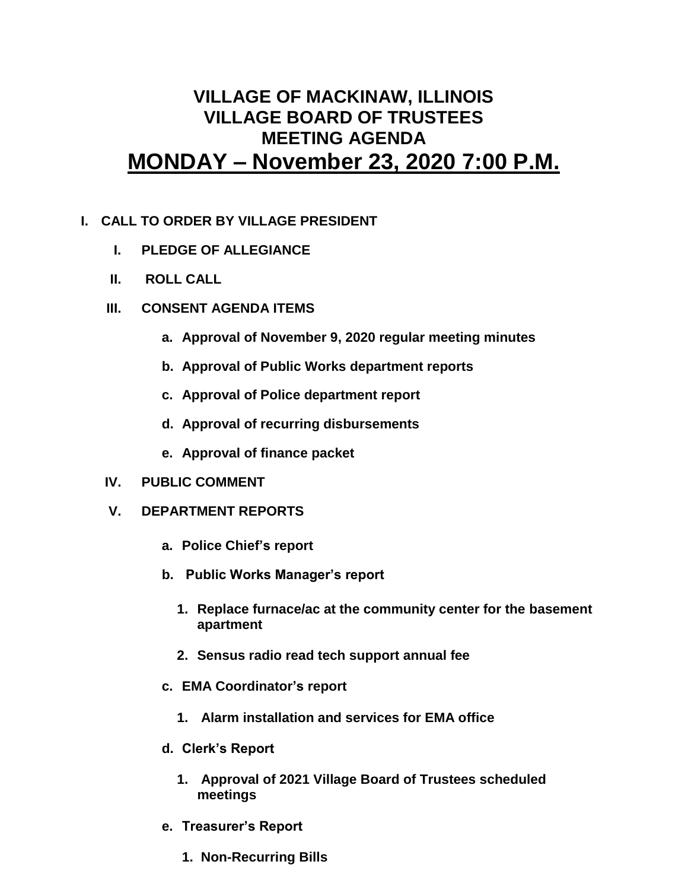# VILLAGE OF MACKINAW, ILLINOIS
# VILLAGE BOARD OF TRUSTEES
# MEETING AGENDA
# MONDAY – November 23, 2020 7:00 P.M.

**I. CALL TO ORDER BY VILLAGE PRESIDENT**

- **I. PLEDGE OF ALLEGIANCE**
- **II. ROLL CALL**
- **III. CONSENT AGENDA ITEMS**
  - **a. Approval of November 9, 2020 regular meeting minutes**
  - **b. Approval of Public Works department reports**
  - **c. Approval of Police department report**
  - **d. Approval of recurring disbursements**
  - **e. Approval of finance packet**
- **IV. PUBLIC COMMENT**
- **V. DEPARTMENT REPORTS**
  - **a. Police Chief's report**
  - **b. Public Works Manager's report**
    1. **Replace furnace/ac at the community center for the basement apartment**
    2. **Sensus radio read tech support annual fee**
  - **c. EMA Coordinator's report**
    1. **Alarm installation and services for EMA office**
  - **d. Clerk's Report**
    1. **Approval of 2021 Village Board of Trustees scheduled meetings**
  - **e. Treasurer's Report**
    1. **Non-Recurring Bills**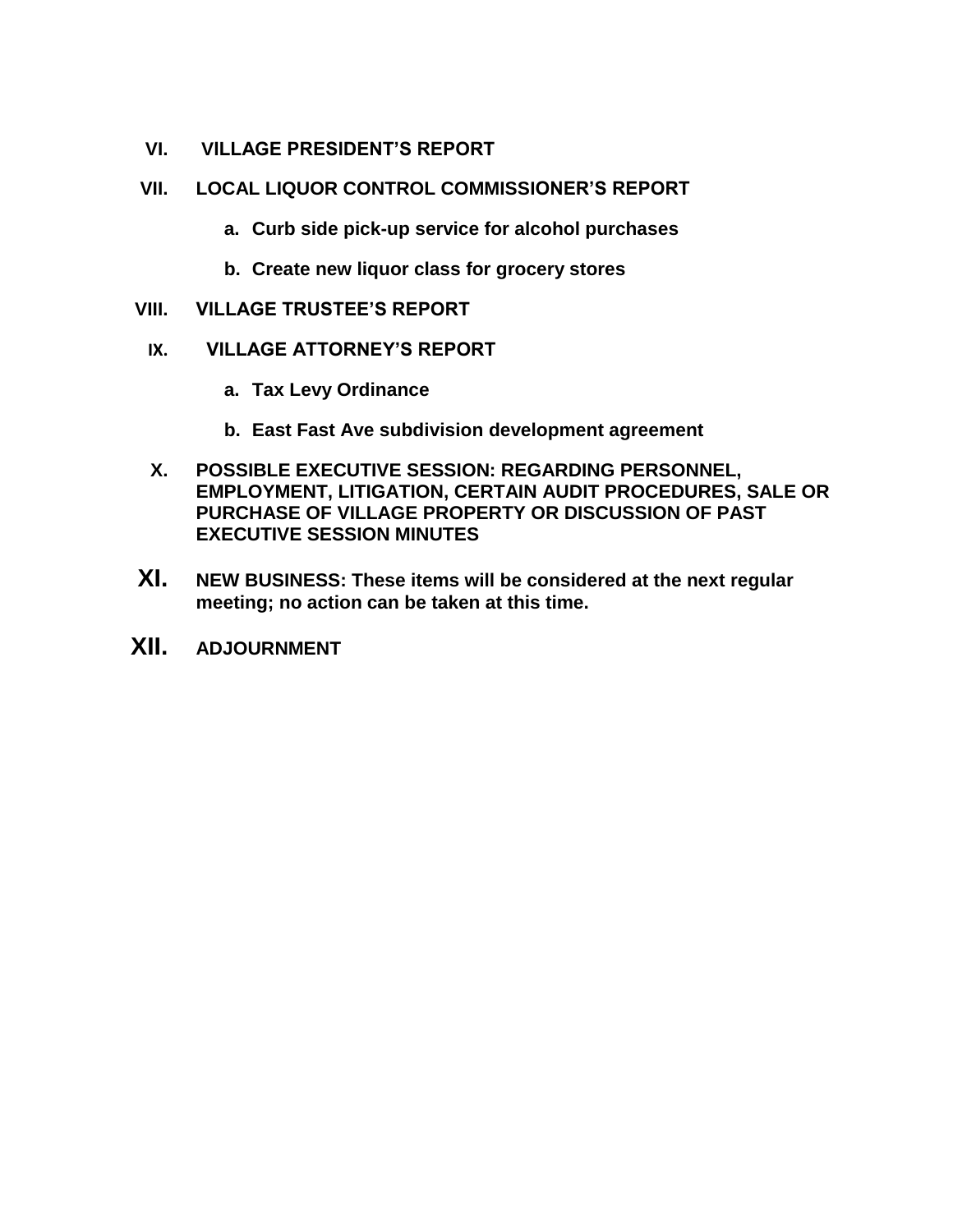**VI. VILLAGE PRESIDENT'S REPORT**

**VII. LOCAL LIQUOR CONTROL COMMISSIONER'S REPORT**

- **a. Curb side pick-up service for alcohol purchases**
- **b. Create new liquor class for grocery stores**

**VIII. VILLAGE TRUSTEE'S REPORT**

**IX. VILLAGE ATTORNEY'S REPORT**

- **a. Tax Levy Ordinance**
- **b. East Fast Ave subdivision development agreement**

**X. POSSIBLE EXECUTIVE SESSION: REGARDING PERSONNEL, EMPLOYMENT, LITIGATION, CERTAIN AUDIT PROCEDURES, SALE OR PURCHASE OF VILLAGE PROPERTY OR DISCUSSION OF PAST EXECUTIVE SESSION MINUTES**

**XI. NEW BUSINESS: These items will be considered at the next regular meeting; no action can be taken at this time.**

**XII. ADJOURNMENT**